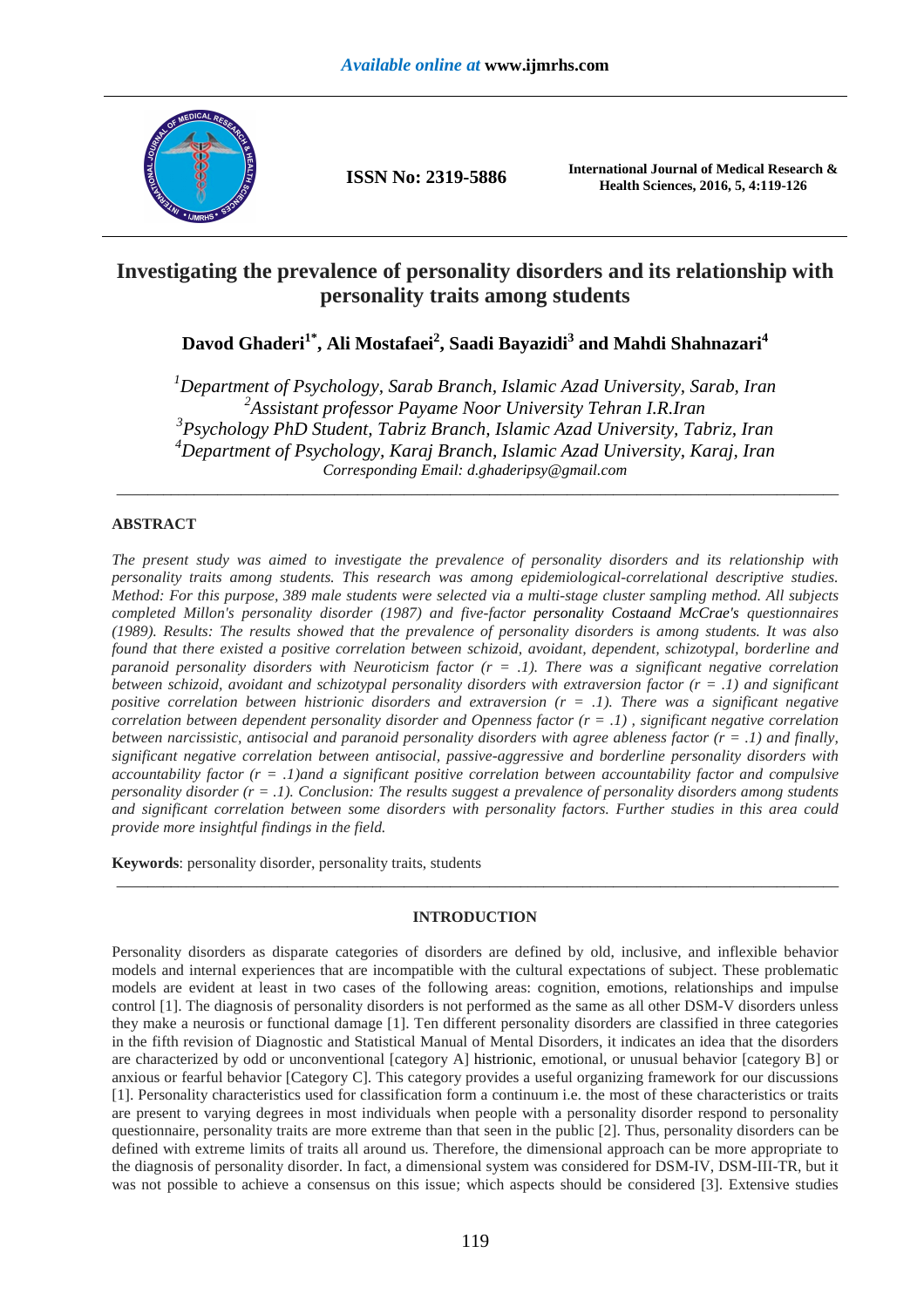# Investigating the prevalence of personality disorders and its relationship with personality traits among students

**Davod Ghaderi[1*], Ali Mostafaei[2], Saadi Bayazidi[3] and Mahdi Shahnazari[4]**

*[1]Department of Psychology, Sarab Branch, Islamic Azad University, Sarab, Iran*
*[2]Assistant professor Payame Noor University Tehran I.R.Iran*
*[3]Psychology PhD Student, Tabriz Branch, Islamic Azad University, Tabriz, Iran*
*[4]Department of Psychology, Karaj Branch, Islamic Azad University, Karaj, Iran*
*Corresponding Email: d.ghaderipsy@gmail.com*

---

## ABSTRACT

*The present study was aimed to investigate the prevalence of personality disorders and its relationship with personality traits among students. This research was among epidemiological-correlational descriptive studies. Method: For this purpose, 389 male students were selected via a multi-stage cluster sampling method. All subjects completed Millon's personality disorder (1987) and five-factor personality Costaand McCrae's questionnaires (1989). Results: The results showed that the prevalence of personality disorders is among students. It was also found that there existed a positive correlation between schizoid, avoidant, dependent, schizotypal, borderline and paranoid personality disorders with Neuroticism factor (r = .1). There was a significant negative correlation between schizoid, avoidant and schizotypal personality disorders with extraversion factor (r = .1) and significant positive correlation between histrionic disorders and extraversion (r = .1). There was a significant negative correlation between dependent personality disorder and Openness factor (r = .1) , significant negative correlation between narcissistic, antisocial and paranoid personality disorders with agree ableness factor (r = .1) and finally, significant negative correlation between antisocial, passive-aggressive and borderline personality disorders with accountability factor (r = .1)and a significant positive correlation between accountability factor and compulsive personality disorder (r = .1). Conclusion: The results suggest a prevalence of personality disorders among students and significant correlation between some disorders with personality factors. Further studies in this area could provide more insightful findings in the field.*

**Keywords**: personality disorder, personality traits, students

---

## INTRODUCTION

Personality disorders as disparate categories of disorders are defined by old, inclusive, and inflexible behavior models and internal experiences that are incompatible with the cultural expectations of subject. These problematic models are evident at least in two cases of the following areas: cognition, emotions, relationships and impulse control [1]. The diagnosis of personality disorders is not performed as the same as all other DSM-V disorders unless they make a neurosis or functional damage [1]. Ten different personality disorders are classified in three categories in the fifth revision of Diagnostic and Statistical Manual of Mental Disorders, it indicates an idea that the disorders are characterized by odd or unconventional [category A] histrionic, emotional, or unusual behavior [category B] or anxious or fearful behavior [Category C]. This category provides a useful organizing framework for our discussions [1]. Personality characteristics used for classification form a continuum i.e. the most of these characteristics or traits are present to varying degrees in most individuals when people with a personality disorder respond to personality questionnaire, personality traits are more extreme than that seen in the public [2]. Thus, personality disorders can be defined with extreme limits of traits all around us. Therefore, the dimensional approach can be more appropriate to the diagnosis of personality disorder. In fact, a dimensional system was considered for DSM-IV, DSM-III-TR, but it was not possible to achieve a consensus on this issue; which aspects should be considered [3]. Extensive studies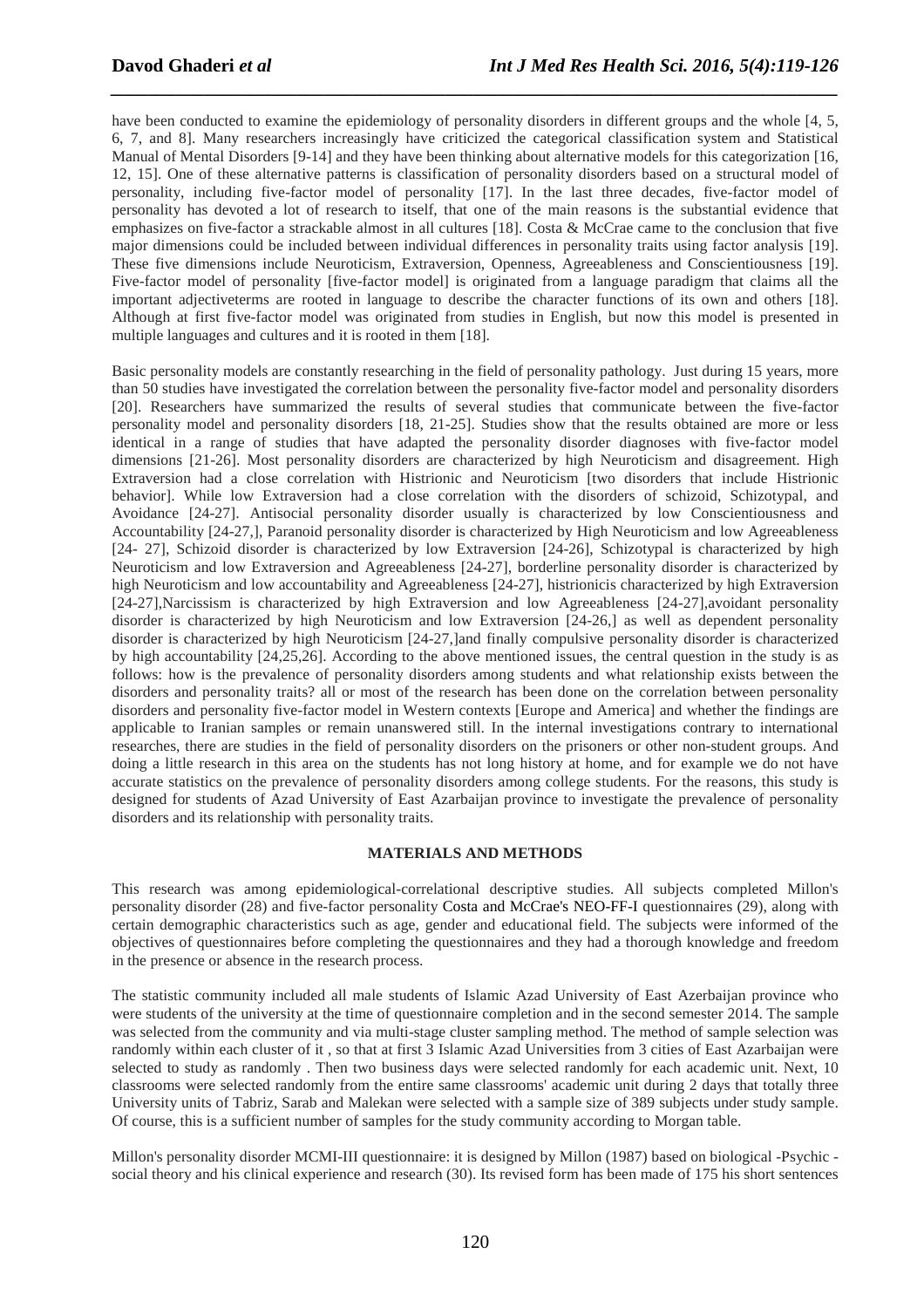have been conducted to examine the epidemiology of personality disorders in different groups and the whole [4, 5, 6, 7, and 8]. Many researchers increasingly have criticized the categorical classification system and Statistical Manual of Mental Disorders [9-14] and they have been thinking about alternative models for this categorization [16, 12, 15]. One of these alternative patterns is classification of personality disorders based on a structural model of personality, including five-factor model of personality [17]. In the last three decades, five-factor model of personality has devoted a lot of research to itself, that one of the main reasons is the substantial evidence that emphasizes on five-factor a strackable almost in all cultures [18]. Costa & McCrae came to the conclusion that five major dimensions could be included between individual differences in personality traits using factor analysis [19]. These five dimensions include Neuroticism, Extraversion, Openness, Agreeableness and Conscientiousness [19]. Five-factor model of personality [five-factor model] is originated from a language paradigm that claims all the important adjectiveterms are rooted in language to describe the character functions of its own and others [18]. Although at first five-factor model was originated from studies in English, but now this model is presented in multiple languages and cultures and it is rooted in them [18].

Basic personality models are constantly researching in the field of personality pathology. Just during 15 years, more than 50 studies have investigated the correlation between the personality five-factor model and personality disorders [20]. Researchers have summarized the results of several studies that communicate between the five-factor personality model and personality disorders [18, 21-25]. Studies show that the results obtained are more or less identical in a range of studies that have adapted the personality disorder diagnoses with five-factor model dimensions [21-26]. Most personality disorders are characterized by high Neuroticism and disagreement. High Extraversion had a close correlation with Histrionic and Neuroticism [two disorders that include Histrionic behavior]. While low Extraversion had a close correlation with the disorders of schizoid, Schizotypal, and Avoidance [24-27]. Antisocial personality disorder usually is characterized by low Conscientiousness and Accountability [24-27,], Paranoid personality disorder is characterized by High Neuroticism and low Agreeableness [24- 27], Schizoid disorder is characterized by low Extraversion [24-26], Schizotypal is characterized by high Neuroticism and low Extraversion and Agreeableness [24-27], borderline personality disorder is characterized by high Neuroticism and low accountability and Agreeableness [24-27], histrionicis characterized by high Extraversion [24-27],Narcissism is characterized by high Extraversion and low Agreeableness [24-27],avoidant personality disorder is characterized by high Neuroticism and low Extraversion [24-26,] as well as dependent personality disorder is characterized by high Neuroticism [24-27,]and finally compulsive personality disorder is characterized by high accountability [24,25,26]. According to the above mentioned issues, the central question in the study is as follows: how is the prevalence of personality disorders among students and what relationship exists between the disorders and personality traits? all or most of the research has been done on the correlation between personality disorders and personality five-factor model in Western contexts [Europe and America] and whether the findings are applicable to Iranian samples or remain unanswered still. In the internal investigations contrary to international researches, there are studies in the field of personality disorders on the prisoners or other non-student groups. And doing a little research in this area on the students has not long history at home, and for example we do not have accurate statistics on the prevalence of personality disorders among college students. For the reasons, this study is designed for students of Azad University of East Azarbaijan province to investigate the prevalence of personality disorders and its relationship with personality traits.

## MATERIALS AND METHODS

This research was among epidemiological-correlational descriptive studies. All subjects completed Millon's personality disorder (28) and five-factor personality Costa and McCrae's NEO-FF-I questionnaires (29), along with certain demographic characteristics such as age, gender and educational field. The subjects were informed of the objectives of questionnaires before completing the questionnaires and they had a thorough knowledge and freedom in the presence or absence in the research process.

The statistic community included all male students of Islamic Azad University of East Azerbaijan province who were students of the university at the time of questionnaire completion and in the second semester 2014. The sample was selected from the community and via multi-stage cluster sampling method. The method of sample selection was randomly within each cluster of it , so that at first 3 Islamic Azad Universities from 3 cities of East Azarbaijan were selected to study as randomly . Then two business days were selected randomly for each academic unit. Next, 10 classrooms were selected randomly from the entire same classrooms' academic unit during 2 days that totally three University units of Tabriz, Sarab and Malekan were selected with a sample size of 389 subjects under study sample. Of course, this is a sufficient number of samples for the study community according to Morgan table.

Millon's personality disorder MCMI-III questionnaire: it is designed by Millon (1987) based on biological -Psychic - social theory and his clinical experience and research (30). Its revised form has been made of 175 his short sentences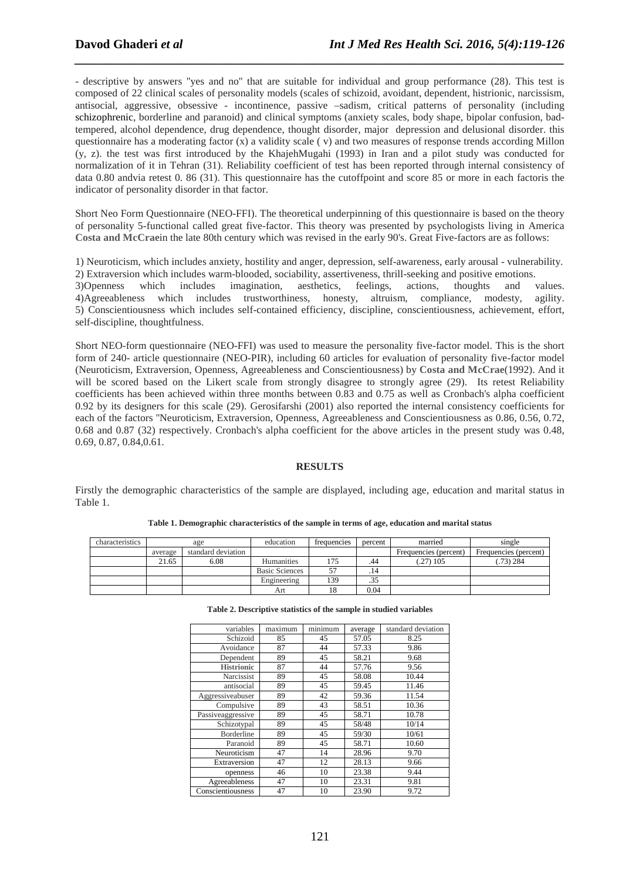- descriptive by answers "yes and no" that are suitable for individual and group performance (28). This test is composed of 22 clinical scales of personality models (scales of schizoid, avoidant, dependent, histrionic, narcissism, antisocial, aggressive, obsessive - incontinence, passive –sadism, critical patterns of personality (including schizophrenic, borderline and paranoid) and clinical symptoms (anxiety scales, body shape, bipolar confusion, bad-tempered, alcohol dependence, drug dependence, thought disorder, major depression and delusional disorder. this questionnaire has a moderating factor (x) a validity scale ( v) and two measures of response trends according Millon (y, z). the test was first introduced by the KhajehMugahi (1993) in Iran and a pilot study was conducted for normalization of it in Tehran (31). Reliability coefficient of test has been reported through internal consistency of data 0.80 andvia retest 0. 86 (31). This questionnaire has the cutoffpoint and score 85 or more in each factoris the indicator of personality disorder in that factor.

Short Neo Form Questionnaire (NEO-FFI). The theoretical underpinning of this questionnaire is based on the theory of personality 5-functional called great five-factor. This theory was presented by psychologists living in America **Costa and McCrae**in the late 80th century which was revised in the early 90's. Great Five-factors are as follows:

1) Neuroticism, which includes anxiety, hostility and anger, depression, self-awareness, early arousal - vulnerability.
2) Extraversion which includes warm-blooded, sociability, assertiveness, thrill-seeking and positive emotions.
3)Openness which includes imagination, aesthetics, feelings, actions, thoughts and values.
4)Agreeableness which includes trustworthiness, honesty, altruism, compliance, modesty, agility.
5) Conscientiousness which includes self-contained efficiency, discipline, conscientiousness, achievement, effort, self-discipline, thoughtfulness.

Short NEO-form questionnaire (NEO-FFI) was used to measure the personality five-factor model. This is the short form of 240- article questionnaire (NEO-PIR), including 60 articles for evaluation of personality five-factor model (Neuroticism, Extraversion, Openness, Agreeableness and Conscientiousness) by **Costa and McCrae**(1992). And it will be scored based on the Likert scale from strongly disagree to strongly agree (29). Its retest Reliability coefficients has been achieved within three months between 0.83 and 0.75 as well as Cronbach's alpha coefficient 0.92 by its designers for this scale (29). Gerosifarshi (2001) also reported the internal consistency coefficients for each of the factors "Neuroticism, Extraversion, Openness, Agreeableness and Conscientiousness as 0.86, 0.56, 0.72, 0.68 and 0.87 (32) respectively. Cronbach's alpha coefficient for the above articles in the present study was 0.48, 0.69, 0.87, 0.84,0.61.

## RESULTS

Firstly the demographic characteristics of the sample are displayed, including age, education and marital status in Table 1.

**Table 1. Demographic characteristics of the sample in terms of age, education and marital status**

| characteristics | age | | education | frequencies | percent | married | single |
|---|---|---|---|---|---|---|---|
| | average | standard deviation | | | | Frequencies (percent) | Frequencies (percent) |
| | 21.65 | 6.08 | Humanities | 175 | .44 | (.27) 105 | (.73) 284 |
| | | | Basic Sciences | 57 | .14 | | |
| | | | Engineering | 139 | .35 | | |
| | | | Art | 18 | 0.04 | | |

**Table 2. Descriptive statistics of the sample in studied variables**

| variables | maximum | minimum | average | standard deviation |
|---|---|---|---|---|
| Schizoid | 85 | 45 | 57.05 | 8.25 |
| Avoidance | 87 | 44 | 57.33 | 9.86 |
| Dependent | 89 | 45 | 58.21 | 9.68 |
| **Histrionic** | 87 | 44 | 57.76 | 9.56 |
| Narcissist | 89 | 45 | 58.08 | 10.44 |
| antisocial | 89 | 45 | 59.45 | 11.46 |
| Aggressiveabuser | 89 | 42 | 59.36 | 11.54 |
| Compulsive | 89 | 43 | 58.51 | 10.36 |
| Passiveaggressive | 89 | 45 | 58.71 | 10.78 |
| Schizotypal | 89 | 45 | 58/48 | 10/14 |
| Borderline | 89 | 45 | 59/30 | 10/61 |
| Paranoid | 89 | 45 | 58.71 | 10.60 |
| Neuroticism | 47 | 14 | 28.96 | 9.70 |
| Extraversion | 47 | 12 | 28.13 | 9.66 |
| openness | 46 | 10 | 23.38 | 9.44 |
| Agreeableness | 47 | 10 | 23.31 | 9.81 |
| Conscientiousness | 47 | 10 | 23.90 | 9.72 |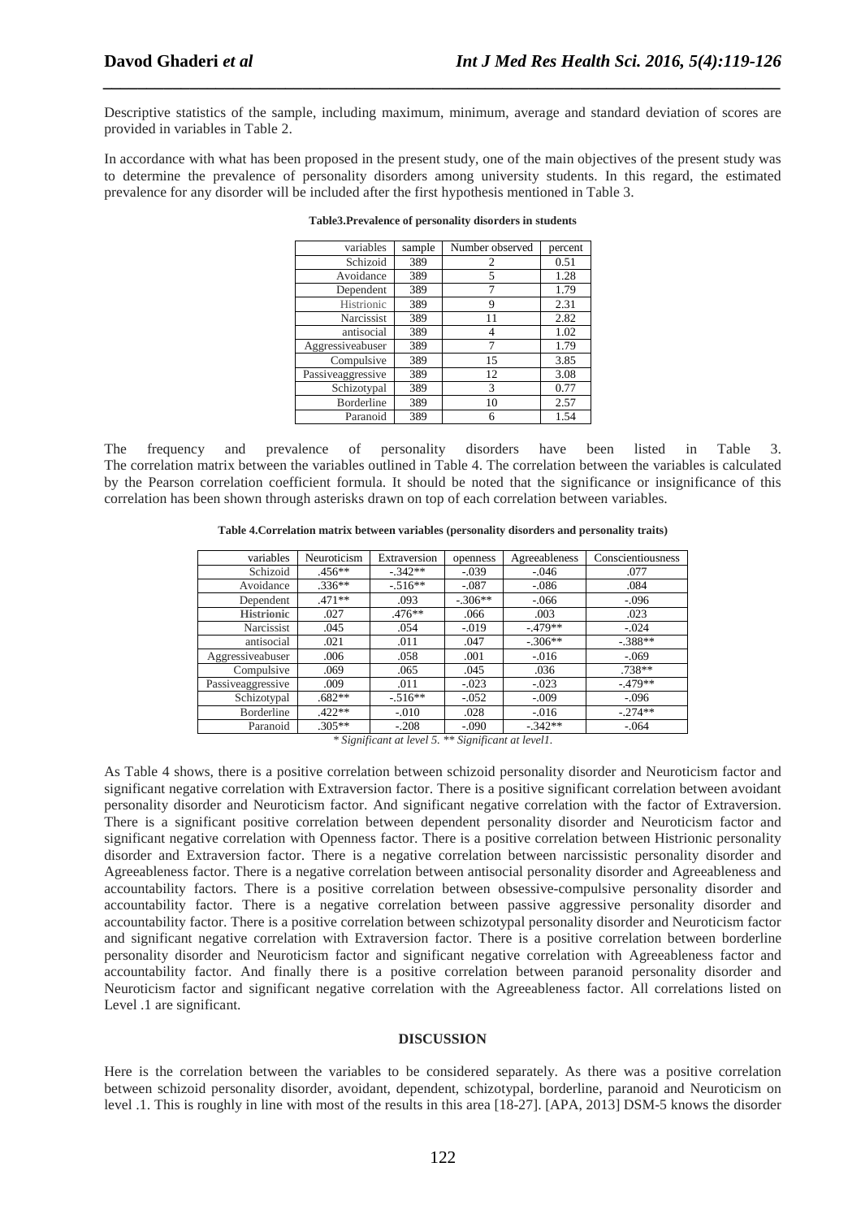Descriptive statistics of the sample, including maximum, minimum, average and standard deviation of scores are provided in variables in Table 2.

In accordance with what has been proposed in the present study, one of the main objectives of the present study was to determine the prevalence of personality disorders among university students. In this regard, the estimated prevalence for any disorder will be included after the first hypothesis mentioned in Table 3.

**Table3.Prevalence of personality disorders in students**

| variables | sample | Number observed | percent |
|---|---|---|---|
| Schizoid | 389 | 2 | 0.51 |
| Avoidance | 389 | 5 | 1.28 |
| Dependent | 389 | 7 | 1.79 |
| Histrionic | 389 | 9 | 2.31 |
| Narcissist | 389 | 11 | 2.82 |
| antisocial | 389 | 4 | 1.02 |
| Aggressiveabuser | 389 | 7 | 1.79 |
| Compulsive | 389 | 15 | 3.85 |
| Passiveaggressive | 389 | 12 | 3.08 |
| Schizotypal | 389 | 3 | 0.77 |
| Borderline | 389 | 10 | 2.57 |
| Paranoid | 389 | 6 | 1.54 |

The frequency and prevalence of personality disorders have been listed in Table 3. The correlation matrix between the variables outlined in Table 4. The correlation between the variables is calculated by the Pearson correlation coefficient formula. It should be noted that the significance or insignificance of this correlation has been shown through asterisks drawn on top of each correlation between variables.

**Table 4.Correlation matrix between variables (personality disorders and personality traits)**

| variables | Neuroticism | Extraversion | openness | Agreeableness | Conscientiousness |
|---|---|---|---|---|---|
| Schizoid | .456** | -.342** | -.039 | -.046 | .077 |
| Avoidance | .336** | -.516** | -.087 | -.086 | .084 |
| Dependent | .471** | .093 | -.306** | -.066 | -.096 |
| **Histrionic** | .027 | .476** | .066 | .003 | .023 |
| Narcissist | .045 | .054 | -.019 | -.479** | -.024 |
| antisocial | .021 | .011 | .047 | -.306** | -.388** |
| Aggressiveabuser | .006 | .058 | .001 | -.016 | -.069 |
| Compulsive | .069 | .065 | .045 | .036 | .738** |
| Passiveaggressive | .009 | .011 | -.023 | -.023 | -.479** |
| Schizotypal | .682** | -.516** | -.052 | -.009 | -.096 |
| Borderline | .422** | -.010 | .028 | -.016 | -.274** |
| Paranoid | .305** | -.208 | -.090 | -.342** | -.064 |

*\* Significant at level 5. \*\* Significant at level1.*

As Table 4 shows, there is a positive correlation between schizoid personality disorder and Neuroticism factor and significant negative correlation with Extraversion factor. There is a positive significant correlation between avoidant personality disorder and Neuroticism factor. And significant negative correlation with the factor of Extraversion. There is a significant positive correlation between dependent personality disorder and Neuroticism factor and significant negative correlation with Openness factor. There is a positive correlation between Histrionic personality disorder and Extraversion factor. There is a negative correlation between narcissistic personality disorder and Agreeableness factor. There is a negative correlation between antisocial personality disorder and Agreeableness and accountability factors. There is a positive correlation between obsessive-compulsive personality disorder and accountability factor. There is a negative correlation between passive aggressive personality disorder and accountability factor. There is a positive correlation between schizotypal personality disorder and Neuroticism factor and significant negative correlation with Extraversion factor. There is a positive correlation between borderline personality disorder and Neuroticism factor and significant negative correlation with Agreeableness factor and accountability factor. And finally there is a positive correlation between paranoid personality disorder and Neuroticism factor and significant negative correlation with the Agreeableness factor. All correlations listed on Level .1 are significant.

## DISCUSSION

Here is the correlation between the variables to be considered separately. As there was a positive correlation between schizoid personality disorder, avoidant, dependent, schizotypal, borderline, paranoid and Neuroticism on level .1. This is roughly in line with most of the results in this area [18-27]. [APA, 2013] DSM-5 knows the disorder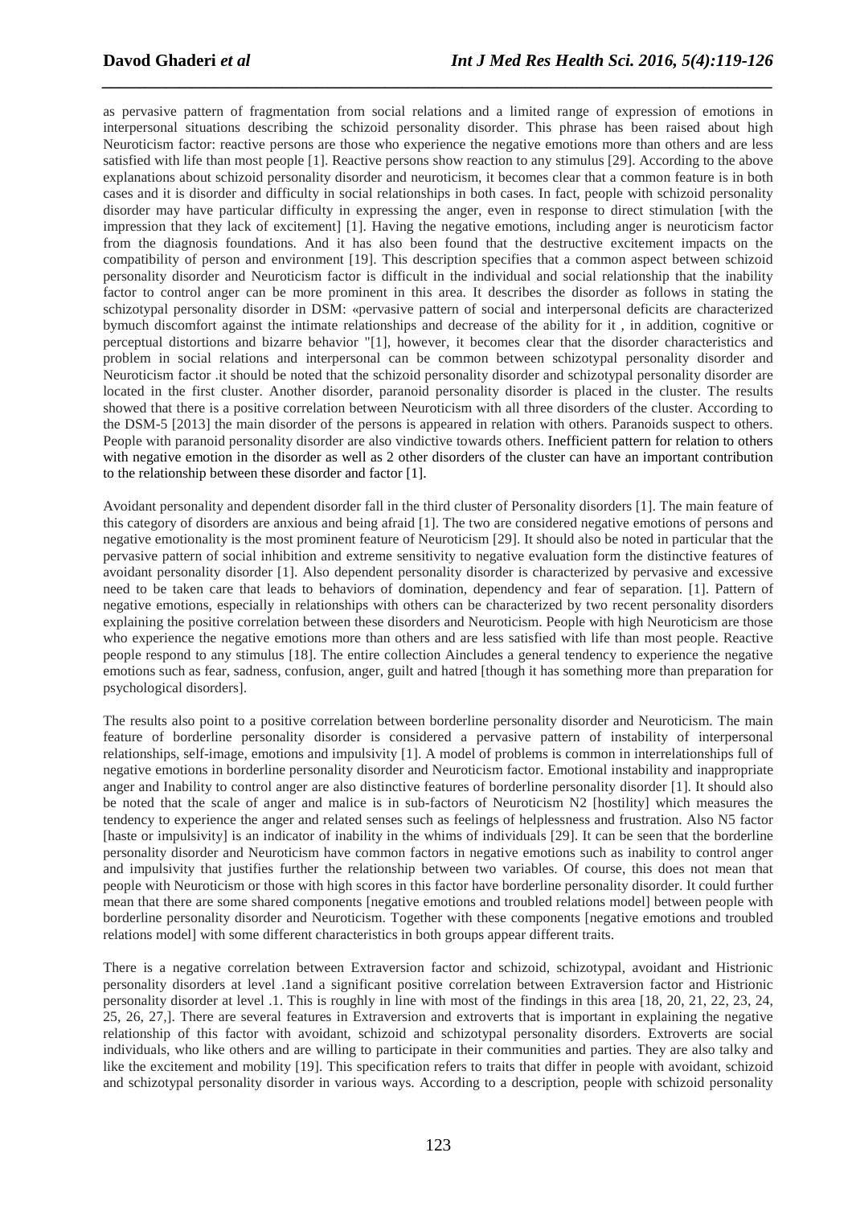as pervasive pattern of fragmentation from social relations and a limited range of expression of emotions in interpersonal situations describing the schizoid personality disorder. This phrase has been raised about high Neuroticism factor: reactive persons are those who experience the negative emotions more than others and are less satisfied with life than most people [1]. Reactive persons show reaction to any stimulus [29]. According to the above explanations about schizoid personality disorder and neuroticism, it becomes clear that a common feature is in both cases and it is disorder and difficulty in social relationships in both cases. In fact, people with schizoid personality disorder may have particular difficulty in expressing the anger, even in response to direct stimulation [with the impression that they lack of excitement] [1]. Having the negative emotions, including anger is neuroticism factor from the diagnosis foundations. And it has also been found that the destructive excitement impacts on the compatibility of person and environment [19]. This description specifies that a common aspect between schizoid personality disorder and Neuroticism factor is difficult in the individual and social relationship that the inability factor to control anger can be more prominent in this area. It describes the disorder as follows in stating the schizotypal personality disorder in DSM: «pervasive pattern of social and interpersonal deficits are characterized bymuch discomfort against the intimate relationships and decrease of the ability for it , in addition, cognitive or perceptual distortions and bizarre behavior "[1], however, it becomes clear that the disorder characteristics and problem in social relations and interpersonal can be common between schizotypal personality disorder and Neuroticism factor .it should be noted that the schizoid personality disorder and schizotypal personality disorder are located in the first cluster. Another disorder, paranoid personality disorder is placed in the cluster. The results showed that there is a positive correlation between Neuroticism with all three disorders of the cluster. According to the DSM-5 [2013] the main disorder of the persons is appeared in relation with others. Paranoids suspect to others. People with paranoid personality disorder are also vindictive towards others. Inefficient pattern for relation to others with negative emotion in the disorder as well as 2 other disorders of the cluster can have an important contribution to the relationship between these disorder and factor [1].

Avoidant personality and dependent disorder fall in the third cluster of Personality disorders [1]. The main feature of this category of disorders are anxious and being afraid [1]. The two are considered negative emotions of persons and negative emotionality is the most prominent feature of Neuroticism [29]. It should also be noted in particular that the pervasive pattern of social inhibition and extreme sensitivity to negative evaluation form the distinctive features of avoidant personality disorder [1]. Also dependent personality disorder is characterized by pervasive and excessive need to be taken care that leads to behaviors of domination, dependency and fear of separation. [1]. Pattern of negative emotions, especially in relationships with others can be characterized by two recent personality disorders explaining the positive correlation between these disorders and Neuroticism. People with high Neuroticism are those who experience the negative emotions more than others and are less satisfied with life than most people. Reactive people respond to any stimulus [18]. The entire collection Aincludes a general tendency to experience the negative emotions such as fear, sadness, confusion, anger, guilt and hatred [though it has something more than preparation for psychological disorders].

The results also point to a positive correlation between borderline personality disorder and Neuroticism. The main feature of borderline personality disorder is considered a pervasive pattern of instability of interpersonal relationships, self-image, emotions and impulsivity [1]. A model of problems is common in interrelationships full of negative emotions in borderline personality disorder and Neuroticism factor. Emotional instability and inappropriate anger and Inability to control anger are also distinctive features of borderline personality disorder [1]. It should also be noted that the scale of anger and malice is in sub-factors of Neuroticism N2 [hostility] which measures the tendency to experience the anger and related senses such as feelings of helplessness and frustration. Also N5 factor [haste or impulsivity] is an indicator of inability in the whims of individuals [29]. It can be seen that the borderline personality disorder and Neuroticism have common factors in negative emotions such as inability to control anger and impulsivity that justifies further the relationship between two variables. Of course, this does not mean that people with Neuroticism or those with high scores in this factor have borderline personality disorder. It could further mean that there are some shared components [negative emotions and troubled relations model] between people with borderline personality disorder and Neuroticism. Together with these components [negative emotions and troubled relations model] with some different characteristics in both groups appear different traits.

There is a negative correlation between Extraversion factor and schizoid, schizotypal, avoidant and Histrionic personality disorders at level .1and a significant positive correlation between Extraversion factor and Histrionic personality disorder at level .1. This is roughly in line with most of the findings in this area [18, 20, 21, 22, 23, 24, 25, 26, 27,]. There are several features in Extraversion and extroverts that is important in explaining the negative relationship of this factor with avoidant, schizoid and schizotypal personality disorders. Extroverts are social individuals, who like others and are willing to participate in their communities and parties. They are also talky and like the excitement and mobility [19]. This specification refers to traits that differ in people with avoidant, schizoid and schizotypal personality disorder in various ways. According to a description, people with schizoid personality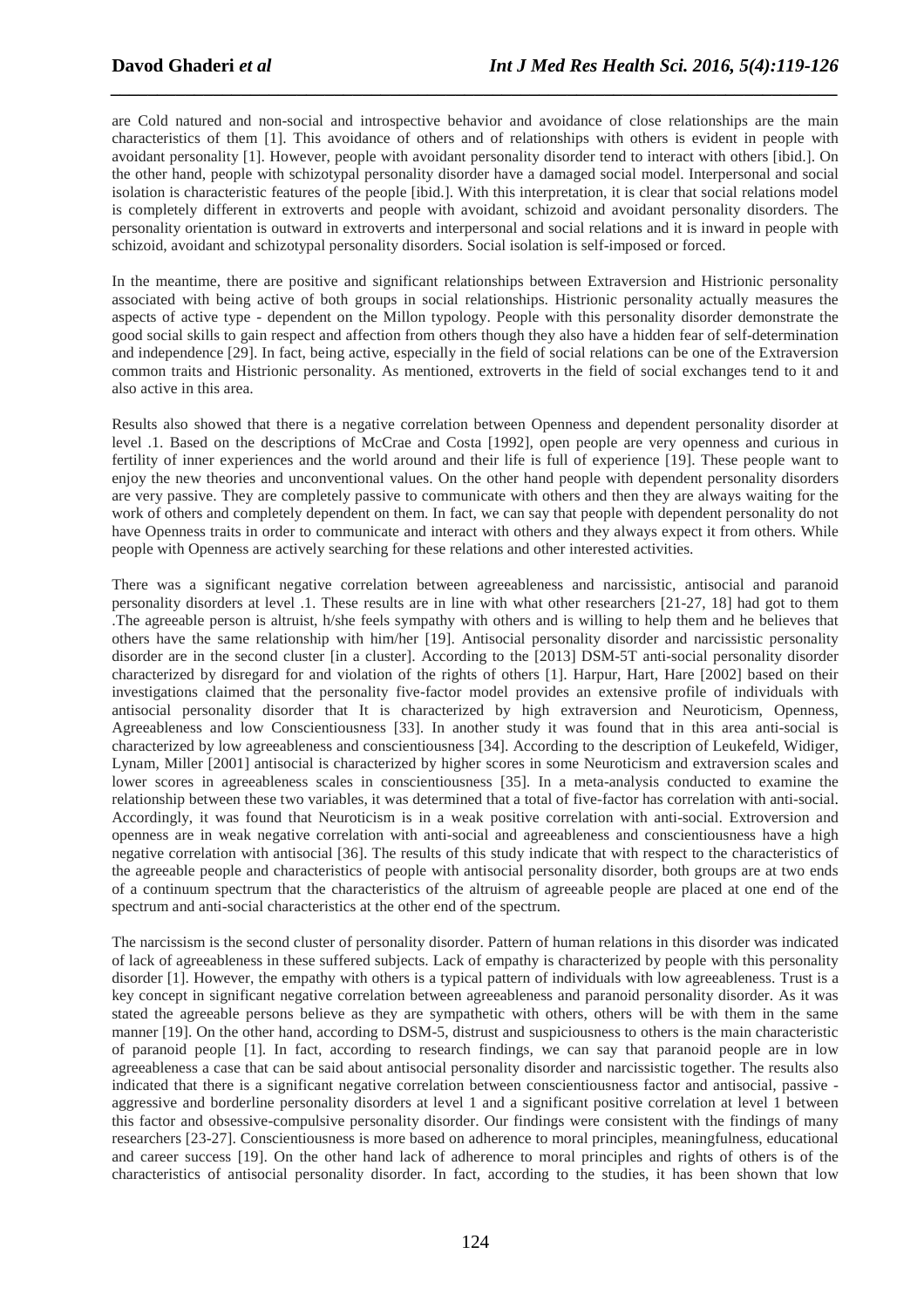are Cold natured and non-social and introspective behavior and avoidance of close relationships are the main characteristics of them [1]. This avoidance of others and of relationships with others is evident in people with avoidant personality [1]. However, people with avoidant personality disorder tend to interact with others [ibid.]. On the other hand, people with schizotypal personality disorder have a damaged social model. Interpersonal and social isolation is characteristic features of the people [ibid.]. With this interpretation, it is clear that social relations model is completely different in extroverts and people with avoidant, schizoid and avoidant personality disorders. The personality orientation is outward in extroverts and interpersonal and social relations and it is inward in people with schizoid, avoidant and schizotypal personality disorders. Social isolation is self-imposed or forced.

In the meantime, there are positive and significant relationships between Extraversion and Histrionic personality associated with being active of both groups in social relationships. Histrionic personality actually measures the aspects of active type - dependent on the Millon typology. People with this personality disorder demonstrate the good social skills to gain respect and affection from others though they also have a hidden fear of self-determination and independence [29]. In fact, being active, especially in the field of social relations can be one of the Extraversion common traits and Histrionic personality. As mentioned, extroverts in the field of social exchanges tend to it and also active in this area.

Results also showed that there is a negative correlation between Openness and dependent personality disorder at level .1. Based on the descriptions of McCrae and Costa [1992], open people are very openness and curious in fertility of inner experiences and the world around and their life is full of experience [19]. These people want to enjoy the new theories and unconventional values. On the other hand people with dependent personality disorders are very passive. They are completely passive to communicate with others and then they are always waiting for the work of others and completely dependent on them. In fact, we can say that people with dependent personality do not have Openness traits in order to communicate and interact with others and they always expect it from others. While people with Openness are actively searching for these relations and other interested activities.

There was a significant negative correlation between agreeableness and narcissistic, antisocial and paranoid personality disorders at level .1. These results are in line with what other researchers [21-27, 18] had got to them .The agreeable person is altruist, h/she feels sympathy with others and is willing to help them and he believes that others have the same relationship with him/her [19]. Antisocial personality disorder and narcissistic personality disorder are in the second cluster [in a cluster]. According to the [2013] DSM-5T anti-social personality disorder characterized by disregard for and violation of the rights of others [1]. Harpur, Hart, Hare [2002] based on their investigations claimed that the personality five-factor model provides an extensive profile of individuals with antisocial personality disorder that It is characterized by high extraversion and Neuroticism, Openness, Agreeableness and low Conscientiousness [33]. In another study it was found that in this area anti-social is characterized by low agreeableness and conscientiousness [34]. According to the description of Leukefeld, Widiger, Lynam, Miller [2001] antisocial is characterized by higher scores in some Neuroticism and extraversion scales and lower scores in agreeableness scales in conscientiousness [35]. In a meta-analysis conducted to examine the relationship between these two variables, it was determined that a total of five-factor has correlation with anti-social. Accordingly, it was found that Neuroticism is in a weak positive correlation with anti-social. Extroversion and openness are in weak negative correlation with anti-social and agreeableness and conscientiousness have a high negative correlation with antisocial [36]. The results of this study indicate that with respect to the characteristics of the agreeable people and characteristics of people with antisocial personality disorder, both groups are at two ends of a continuum spectrum that the characteristics of the altruism of agreeable people are placed at one end of the spectrum and anti-social characteristics at the other end of the spectrum.

The narcissism is the second cluster of personality disorder. Pattern of human relations in this disorder was indicated of lack of agreeableness in these suffered subjects. Lack of empathy is characterized by people with this personality disorder [1]. However, the empathy with others is a typical pattern of individuals with low agreeableness. Trust is a key concept in significant negative correlation between agreeableness and paranoid personality disorder. As it was stated the agreeable persons believe as they are sympathetic with others, others will be with them in the same manner [19]. On the other hand, according to DSM-5, distrust and suspiciousness to others is the main characteristic of paranoid people [1]. In fact, according to research findings, we can say that paranoid people are in low agreeableness a case that can be said about antisocial personality disorder and narcissistic together. The results also indicated that there is a significant negative correlation between conscientiousness factor and antisocial, passive - aggressive and borderline personality disorders at level 1 and a significant positive correlation at level 1 between this factor and obsessive-compulsive personality disorder. Our findings were consistent with the findings of many researchers [23-27]. Conscientiousness is more based on adherence to moral principles, meaningfulness, educational and career success [19]. On the other hand lack of adherence to moral principles and rights of others is of the characteristics of antisocial personality disorder. In fact, according to the studies, it has been shown that low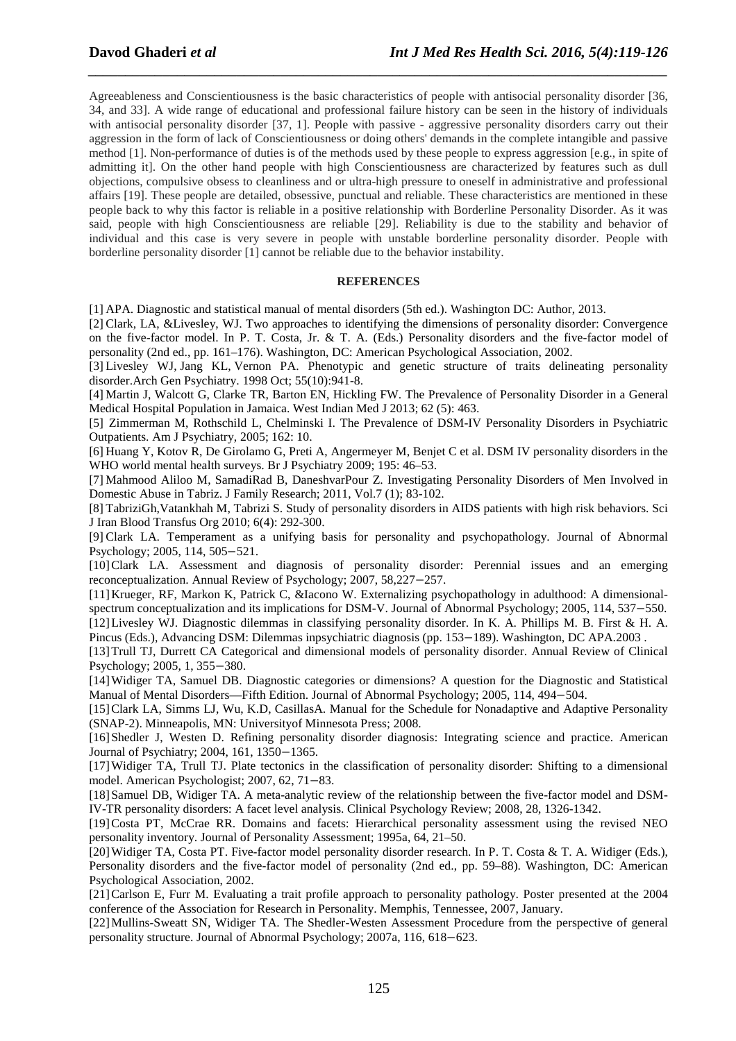Agreeableness and Conscientiousness is the basic characteristics of people with antisocial personality disorder [36, 34, and 33]. A wide range of educational and professional failure history can be seen in the history of individuals with antisocial personality disorder [37, 1]. People with passive - aggressive personality disorders carry out their aggression in the form of lack of Conscientiousness or doing others' demands in the complete intangible and passive method [1]. Non-performance of duties is of the methods used by these people to express aggression [e.g., in spite of admitting it]. On the other hand people with high Conscientiousness are characterized by features such as dull objections, compulsive obsess to cleanliness and or ultra-high pressure to oneself in administrative and professional affairs [19]. These people are detailed, obsessive, punctual and reliable. These characteristics are mentioned in these people back to why this factor is reliable in a positive relationship with Borderline Personality Disorder. As it was said, people with high Conscientiousness are reliable [29]. Reliability is due to the stability and behavior of individual and this case is very severe in people with unstable borderline personality disorder. People with borderline personality disorder [1] cannot be reliable due to the behavior instability.

## REFERENCES

[1] APA. Diagnostic and statistical manual of mental disorders (5th ed.). Washington DC: Author, 2013.

[2] Clark, LA, &Livesley, WJ. Two approaches to identifying the dimensions of personality disorder: Convergence on the five-factor model. In P. T. Costa, Jr. & T. A. (Eds.) Personality disorders and the five-factor model of personality (2nd ed., pp. 161–176). Washington, DC: American Psychological Association, 2002.

[3] Livesley WJ, Jang KL, Vernon PA. Phenotypic and genetic structure of traits delineating personality disorder.Arch Gen Psychiatry. 1998 Oct; 55(10):941-8.

[4] Martin J, Walcott G, Clarke TR, Barton EN, Hickling FW. The Prevalence of Personality Disorder in a General Medical Hospital Population in Jamaica. West Indian Med J 2013; 62 (5): 463.

[5] Zimmerman M, Rothschild L, Chelminski I. The Prevalence of DSM-IV Personality Disorders in Psychiatric Outpatients. Am J Psychiatry, 2005; 162: 10.

[6] Huang Y, Kotov R, De Girolamo G, Preti A, Angermeyer M, Benjet C et al. DSM IV personality disorders in the WHO world mental health surveys. Br J Psychiatry 2009; 195: 46–53.

[7] Mahmood Aliloo M, SamadiRad B, DaneshvarPour Z. Investigating Personality Disorders of Men Involved in Domestic Abuse in Tabriz. J Family Research; 2011, Vol.7 (1); 83-102.

[8] TabriziGh,Vatankhah M, Tabrizi S. Study of personality disorders in AIDS patients with high risk behaviors. Sci J Iran Blood Transfus Org 2010; 6(4): 292-300.

[9] Clark LA. Temperament as a unifying basis for personality and psychopathology. Journal of Abnormal Psychology; 2005, 114, 505–521.

[10] Clark LA. Assessment and diagnosis of personality disorder: Perennial issues and an emerging reconceptualization. Annual Review of Psychology; 2007, 58,227–257.

[11] Krueger, RF, Markon K, Patrick C, &Iacono W. Externalizing psychopathology in adulthood: A dimensional-spectrum conceptualization and its implications for DSM-V. Journal of Abnormal Psychology; 2005, 114, 537–550.

[12] Livesley WJ. Diagnostic dilemmas in classifying personality disorder. In K. A. Phillips M. B. First & H. A. Pincus (Eds.), Advancing DSM: Dilemmas inpsychiatric diagnosis (pp. 153–189). Washington, DC APA.2003 .

[13] Trull TJ, Durrett CA Categorical and dimensional models of personality disorder. Annual Review of Clinical Psychology; 2005, 1, 355–380.

[14] Widiger TA, Samuel DB. Diagnostic categories or dimensions? A question for the Diagnostic and Statistical Manual of Mental Disorders—Fifth Edition. Journal of Abnormal Psychology; 2005, 114, 494–504.

[15] Clark LA, Simms LJ, Wu, K.D, CasillasA. Manual for the Schedule for Nonadaptive and Adaptive Personality (SNAP-2). Minneapolis, MN: Universityof Minnesota Press; 2008.

[16] Shedler J, Westen D. Refining personality disorder diagnosis: Integrating science and practice. American Journal of Psychiatry; 2004, 161, 1350–1365.

[17] Widiger TA, Trull TJ. Plate tectonics in the classification of personality disorder: Shifting to a dimensional model. American Psychologist; 2007, 62, 71–83.

[18] Samuel DB, Widiger TA. A meta-analytic review of the relationship between the five-factor model and DSM-IV-TR personality disorders: A facet level analysis. Clinical Psychology Review; 2008, 28, 1326-1342.

[19] Costa PT, McCrae RR. Domains and facets: Hierarchical personality assessment using the revised NEO personality inventory. Journal of Personality Assessment; 1995a, 64, 21–50.

[20] Widiger TA, Costa PT. Five-factor model personality disorder research. In P. T. Costa & T. A. Widiger (Eds.), Personality disorders and the five-factor model of personality (2nd ed., pp. 59–88). Washington, DC: American Psychological Association, 2002.

[21] Carlson E, Furr M. Evaluating a trait profile approach to personality pathology. Poster presented at the 2004 conference of the Association for Research in Personality. Memphis, Tennessee, 2007, January.

[22] Mullins-Sweatt SN, Widiger TA. The Shedler-Westen Assessment Procedure from the perspective of general personality structure. Journal of Abnormal Psychology; 2007a, 116, 618–623.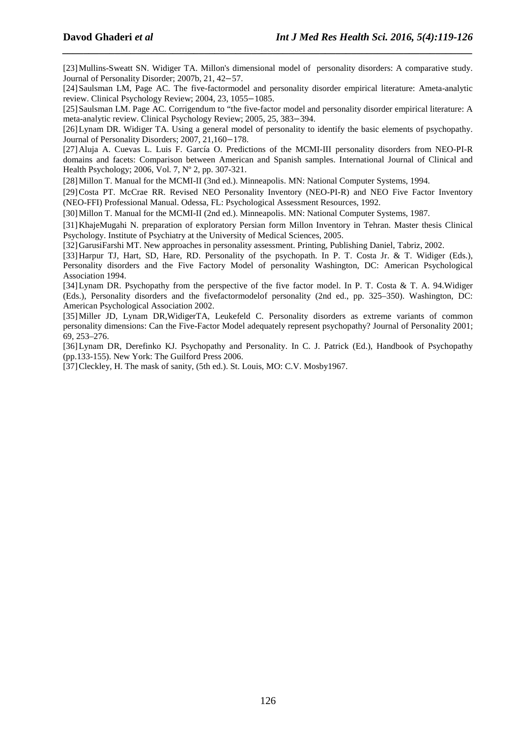[23] Mullins-Sweatt SN. Widiger TA. Millon's dimensional model of personality disorders: A comparative study. Journal of Personality Disorder; 2007b, 21, 42−57.

[24] Saulsman LM, Page AC. The five-factormodel and personality disorder empirical literature: Ameta-analytic review. Clinical Psychology Review; 2004, 23, 1055−1085.

[25] Saulsman LM. Page AC. Corrigendum to "the five-factor model and personality disorder empirical literature: A meta-analytic review. Clinical Psychology Review; 2005, 25, 383−394.

[26] Lynam DR. Widiger TA. Using a general model of personality to identify the basic elements of psychopathy. Journal of Personality Disorders; 2007, 21,160−178.

[27] Aluja A. Cuevas L. Luis F. García O. Predictions of the MCMI-III personality disorders from NEO-PI-R domains and facets: Comparison between American and Spanish samples. International Journal of Clinical and Health Psychology; 2006, Vol. 7, Nº 2, pp. 307-321.

[28] Millon T. Manual for the MCMI-II (3nd ed.). Minneapolis. MN: National Computer Systems, 1994.

[29] Costa PT. McCrae RR. Revised NEO Personality Inventory (NEO-PI-R) and NEO Five Factor Inventory (NEO-FFI) Professional Manual. Odessa, FL: Psychological Assessment Resources, 1992.

[30] Millon T. Manual for the MCMI-II (2nd ed.). Minneapolis. MN: National Computer Systems, 1987.

[31] KhajeMugahi N. preparation of exploratory Persian form Millon Inventory in Tehran. Master thesis Clinical Psychology. Institute of Psychiatry at the University of Medical Sciences, 2005.

[32] GarusiFarshi MT. New approaches in personality assessment. Printing, Publishing Daniel, Tabriz, 2002.

[33] Harpur TJ, Hart, SD, Hare, RD. Personality of the psychopath. In P. T. Costa Jr. & T. Widiger (Eds.), Personality disorders and the Five Factory Model of personality Washington, DC: American Psychological Association 1994.

[34] Lynam DR. Psychopathy from the perspective of the five factor model. In P. T. Costa & T. A. 94.Widiger (Eds.), Personality disorders and the fivefactormodelof personality (2nd ed., pp. 325–350). Washington, DC: American Psychological Association 2002.

[35] Miller JD, Lynam DR,WidigerTA, Leukefeld C. Personality disorders as extreme variants of common personality dimensions: Can the Five-Factor Model adequately represent psychopathy? Journal of Personality 2001; 69, 253–276.

[36] Lynam DR, Derefinko KJ. Psychopathy and Personality. In C. J. Patrick (Ed.), Handbook of Psychopathy (pp.133-155). New York: The Guilford Press 2006.

[37] Cleckley, H. The mask of sanity, (5th ed.). St. Louis, MO: C.V. Mosby1967.